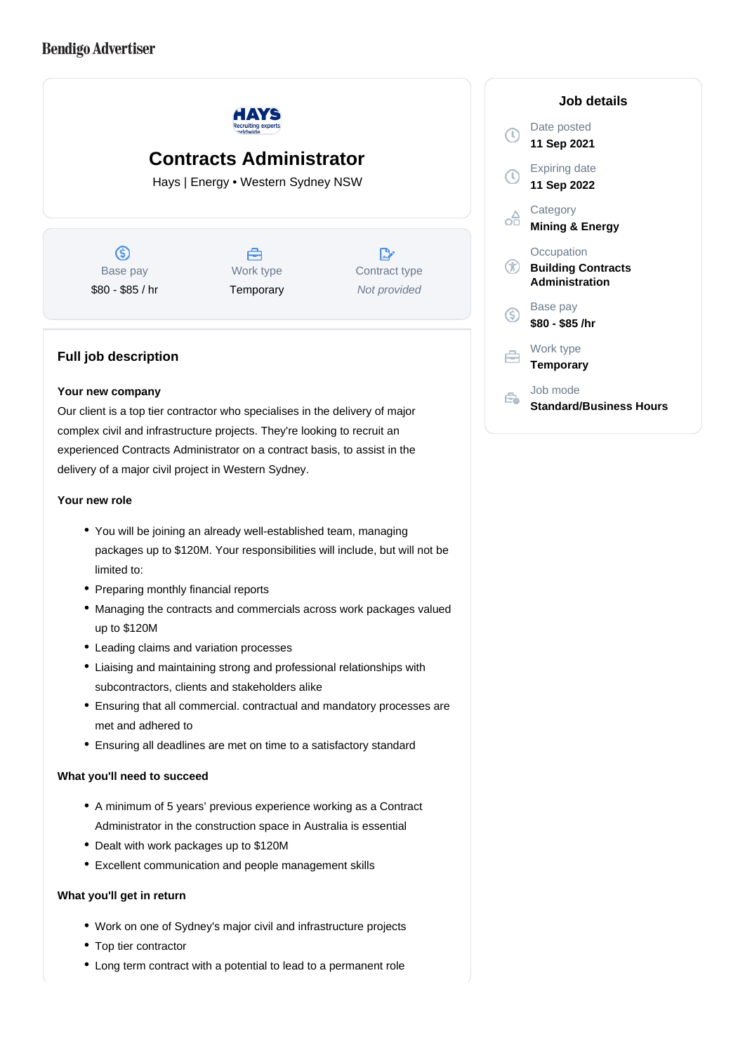Bendigo Advertiser

# Contracts Administrator

Hays | Energy • Western Sydney NSW

| Base pay | Work type | Contract type |
| --- | --- | --- |
| $80 - $85 / hr | Temporary | *Not provided* |

## Job details

Date posted
**11 Sep 2021**

Expiring date
**11 Sep 2022**

Category
**Mining & Energy**

Occupation
**Building Contracts Administration**

Base pay
**$80 - $85 /hr**

Work type
**Temporary**

Job mode
**Standard/Business Hours**

## Full job description

**Your new company**

Our client is a top tier contractor who specialises in the delivery of major complex civil and infrastructure projects. They're looking to recruit an experienced Contracts Administrator on a contract basis, to assist in the delivery of a major civil project in Western Sydney.

**Your new role**

- You will be joining an already well-established team, managing packages up to $120M. Your responsibilities will include, but will not be limited to:
- Preparing monthly financial reports
- Managing the contracts and commercials across work packages valued up to $120M
- Leading claims and variation processes
- Liaising and maintaining strong and professional relationships with subcontractors, clients and stakeholders alike
- Ensuring that all commercial. contractual and mandatory processes are met and adhered to
- Ensuring all deadlines are met on time to a satisfactory standard

**What you'll need to succeed**

- A minimum of 5 years' previous experience working as a Contract Administrator in the construction space in Australia is essential
- Dealt with work packages up to $120M
- Excellent communication and people management skills

**What you'll get in return**

- Work on one of Sydney's major civil and infrastructure projects
- Top tier contractor
- Long term contract with a potential to lead to a permanent role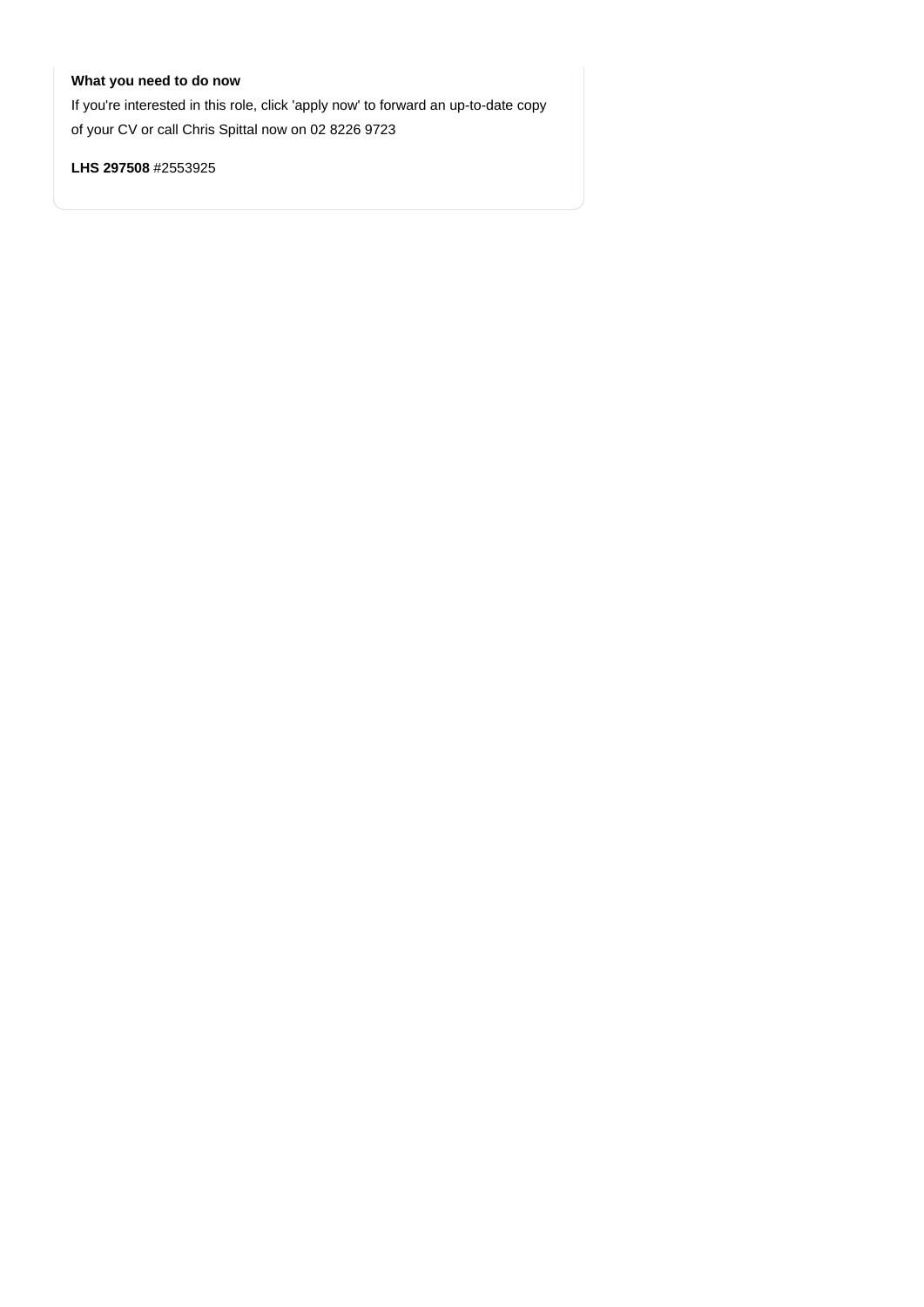**What you need to do now**

If you're interested in this role, click 'apply now' to forward an up-to-date copy of your CV or call Chris Spittal now on 02 8226 9723

**LHS 297508** #2553925